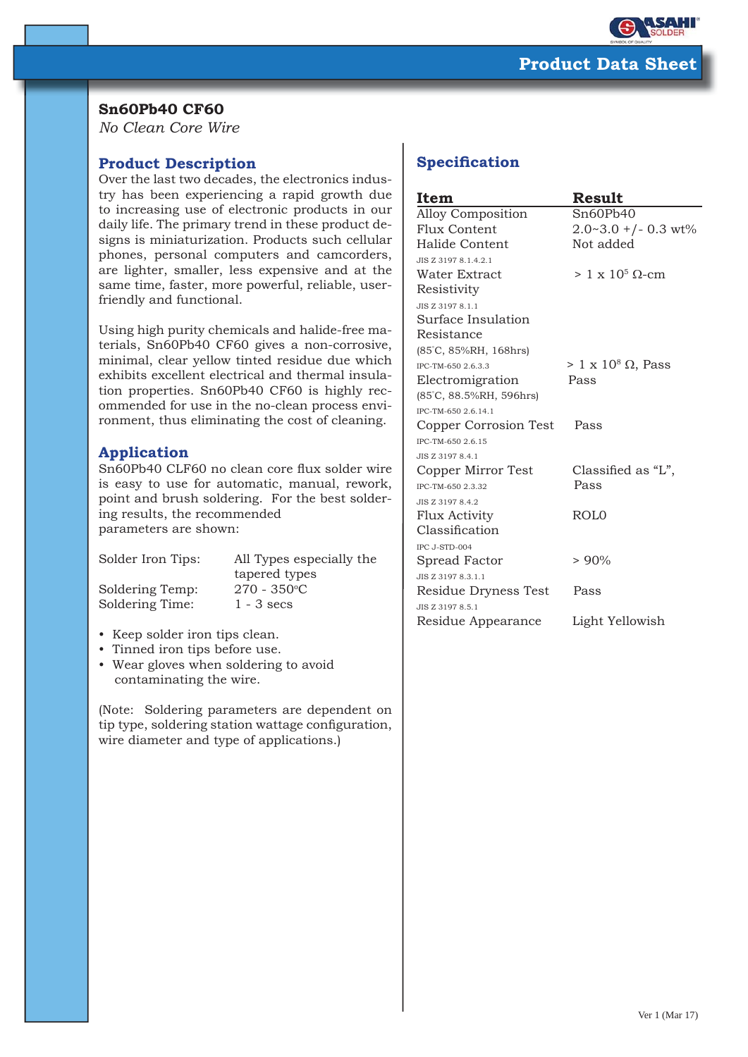# Product Data Sheet

## Sn60Pb40 CF60

*No Clean Core Wire*

### Product Description

Over the last two decades, the electronics industry has been experiencing a rapid growth due to increasing use of electronic products in our daily life. The primary trend in these product designs is miniaturization. Products such cellular phones, personal computers and camcorders, are lighter, smaller, less expensive and at the same time, faster, more powerful, reliable, user-friendly and functional.

Using high purity chemicals and halide-free materials, Sn60Pb40 CF60 gives a non-corrosive, minimal, clear yellow tinted residue due which exhibits excellent electrical and thermal insulation properties. Sn60Pb40 CF60 is highly recommended for use in the no-clean process environment, thus eliminating the cost of cleaning.

### Application

Sn60Pb40 CLF60 no clean core flux solder wire is easy to use for automatic, manual, rework, point and brush soldering. For the best soldering results, the recommended parameters are shown:

| | |
|---|---|
| Solder Iron Tips: | All Types especially the tapered types |
| Soldering Temp: | 270 - 350°C |
| Soldering Time: | 1 - 3 secs |

- Keep solder iron tips clean.
- Tinned iron tips before use.
- Wear gloves when soldering to avoid contaminating the wire.

(Note: Soldering parameters are dependent on tip type, soldering station wattage configuration, wire diameter and type of applications.)

### Specification

| Item | Result |
|---|---|
| Alloy Composition | Sn60Pb40 |
| Flux Content | 2.0~3.0 +/- 0.3 wt% |
| Halide Content (JIS Z 3197 8.1.4.2.1) | Not added |
| Water Extract Resistivity (JIS Z 3197 8.1.1) | > 1 x $10^5$ Ω-cm |
| Surface Insulation Resistance (85°C, 85%RH, 168hrs) (IPC-TM-650 2.6.3.3) | > 1 x $10^8$ Ω, Pass |
| Electromigration (85°C, 88.5%RH, 596hrs) (IPC-TM-650 2.6.14.1) | Pass |
| Copper Corrosion Test (IPC-TM-650 2.6.15, JIS Z 3197 8.4.1) | Pass |
| Copper Mirror Test (IPC-TM-650 2.3.32, JIS Z 3197 8.4.2) | Classified as "L", Pass |
| Flux Activity Classification (IPC J-STD-004) | ROL0 |
| Spread Factor (JIS Z 3197 8.3.1.1) | > 90% |
| Residue Dryness Test (JIS Z 3197 8.5.1) | Pass |
| Residue Appearance | Light Yellowish |

Ver 1 (Mar 17)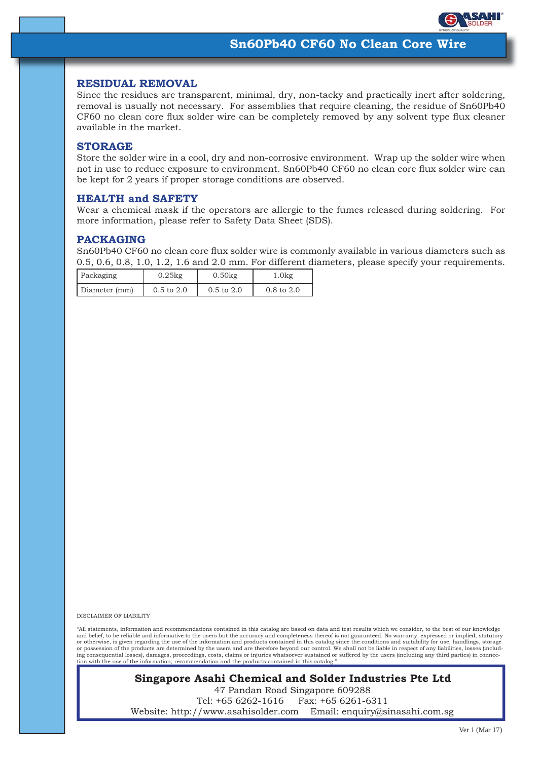## RESIDUAL REMOVAL

Since the residues are transparent, minimal, dry, non-tacky and practically inert after soldering, removal is usually not necessary. For assemblies that require cleaning, the residue of Sn60Pb40 CF60 no clean core flux solder wire can be completely removed by any solvent type flux cleaner available in the market.

## STORAGE

Store the solder wire in a cool, dry and non-corrosive environment. Wrap up the solder wire when not in use to reduce exposure to environment. Sn60Pb40 CF60 no clean core flux solder wire can be kept for 2 years if proper storage conditions are observed.

## HEALTH and SAFETY

Wear a chemical mask if the operators are allergic to the fumes released during soldering. For more information, please refer to Safety Data Sheet (SDS).

## PACKAGING

Sn60Pb40 CF60 no clean core flux solder wire is commonly available in various diameters such as 0.5, 0.6, 0.8, 1.0, 1.2, 1.6 and 2.0 mm. For different diameters, please specify your requirements.

| Packaging | 0.25kg | 0.50kg | 1.0kg |
|---|---|---|---|
| Diameter (mm) | 0.5 to 2.0 | 0.5 to 2.0 | 0.8 to 2.0 |

DISCLAIMER OF LIABILITY

"All statements, information and recommendations contained in this catalog are based on data and test results which we consider, to the best of our knowledge and belief, to be reliable and informative to the users but the accuracy and completeness thereof is not guaranteed. No warranty, expressed or implied, statutory or otherwise, is given regarding the use of the information and products contained in this catalog since the conditions and suitability for use, handlings, storage or possession of the products are determined by the users and are therefore beyond our control. We shall not be liable in respect of any liabilities, losses (including consequential losses), damages, proceedings, costs, claims or injuries whatsoever sustained or suffered by the users (including any third parties) in connection with the use of the information, recommendation and the products contained in this catalog."

**Singapore Asahi Chemical and Solder Industries Pte Ltd**

47 Pandan Road Singapore 609288

Tel: +65 6262-1616 Fax: +65 6261-6311

Website: http://www.asahisolder.com Email: enquiry@sinasahi.com.sg

Ver 1 (Mar 17)